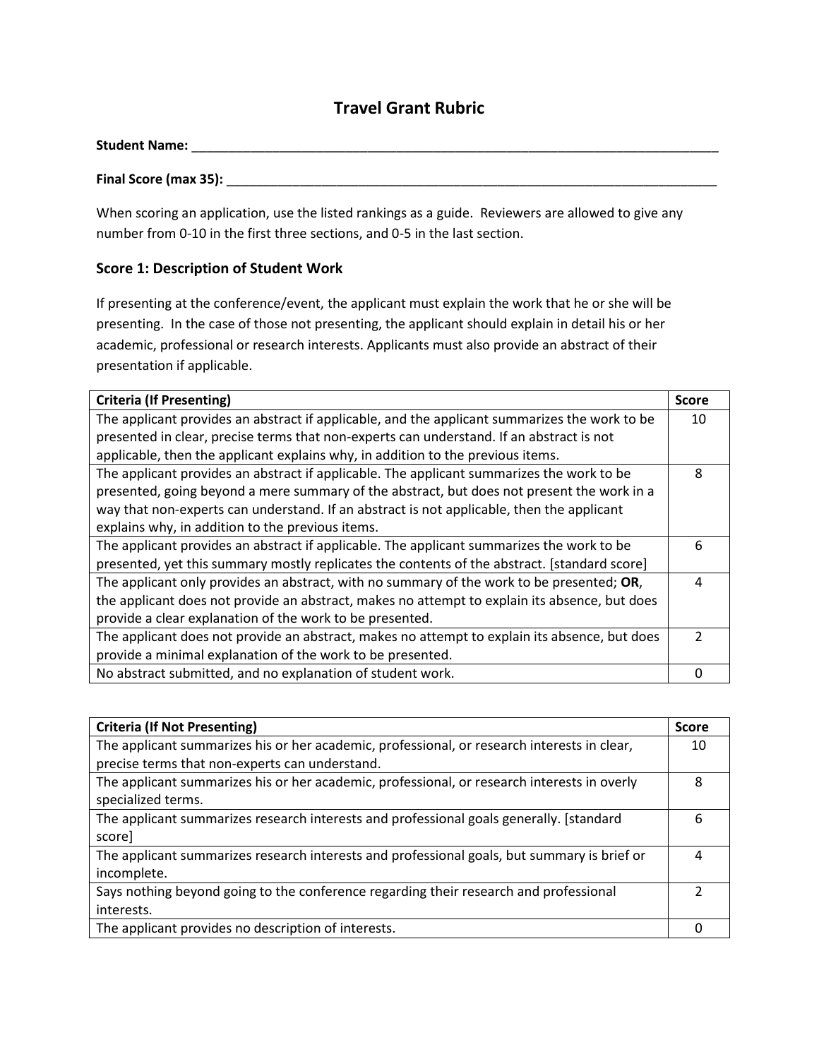# Travel Grant Rubric

**Student Name:** ______________________________________________________________________________

**Final Score (max 35):** ________________________________________________________________________

When scoring an application, use the listed rankings as a guide. Reviewers are allowed to give any number from 0-10 in the first three sections, and 0-5 in the last section.

## Score 1: Description of Student Work

If presenting at the conference/event, the applicant must explain the work that he or she will be presenting. In the case of those not presenting, the applicant should explain in detail his or her academic, professional or research interests. Applicants must also provide an abstract of their presentation if applicable.

| Criteria (If Presenting) | Score |
|---|---|
| The applicant provides an abstract if applicable, and the applicant summarizes the work to be presented in clear, precise terms that non-experts can understand. If an abstract is not applicable, then the applicant explains why, in addition to the previous items. | 10 |
| The applicant provides an abstract if applicable. The applicant summarizes the work to be presented, going beyond a mere summary of the abstract, but does not present the work in a way that non-experts can understand. If an abstract is not applicable, then the applicant explains why, in addition to the previous items. | 8 |
| The applicant provides an abstract if applicable. The applicant summarizes the work to be presented, yet this summary mostly replicates the contents of the abstract. [standard score] | 6 |
| The applicant only provides an abstract, with no summary of the work to be presented; **OR**, the applicant does not provide an abstract, makes no attempt to explain its absence, but does provide a clear explanation of the work to be presented. | 4 |
| The applicant does not provide an abstract, makes no attempt to explain its absence, but does provide a minimal explanation of the work to be presented. | 2 |
| No abstract submitted, and no explanation of student work. | 0 |

| Criteria (If Not Presenting) | Score |
|---|---|
| The applicant summarizes his or her academic, professional, or research interests in clear, precise terms that non-experts can understand. | 10 |
| The applicant summarizes his or her academic, professional, or research interests in overly specialized terms. | 8 |
| The applicant summarizes research interests and professional goals generally. [standard score] | 6 |
| The applicant summarizes research interests and professional goals, but summary is brief or incomplete. | 4 |
| Says nothing beyond going to the conference regarding their research and professional interests. | 2 |
| The applicant provides no description of interests. | 0 |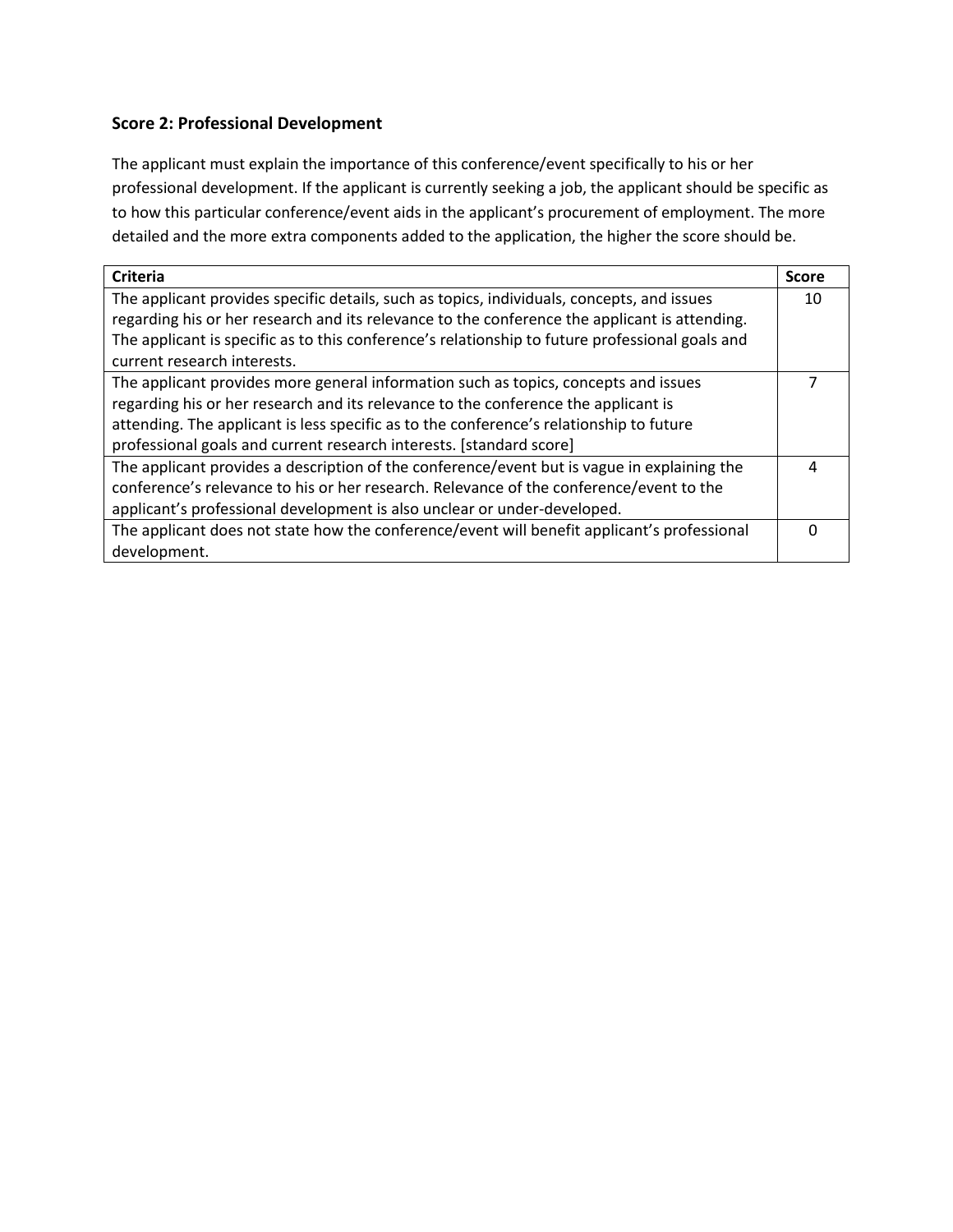### Score 2: Professional Development

The applicant must explain the importance of this conference/event specifically to his or her professional development. If the applicant is currently seeking a job, the applicant should be specific as to how this particular conference/event aids in the applicant's procurement of employment. The more detailed and the more extra components added to the application, the higher the score should be.

| Criteria | Score |
|---|---|
| The applicant provides specific details, such as topics, individuals, concepts, and issues regarding his or her research and its relevance to the conference the applicant is attending. The applicant is specific as to this conference's relationship to future professional goals and current research interests. | 10 |
| The applicant provides more general information such as topics, concepts and issues regarding his or her research and its relevance to the conference the applicant is attending. The applicant is less specific as to the conference's relationship to future professional goals and current research interests. [standard score] | 7 |
| The applicant provides a description of the conference/event but is vague in explaining the conference's relevance to his or her research. Relevance of the conference/event to the applicant's professional development is also unclear or under-developed. | 4 |
| The applicant does not state how the conference/event will benefit applicant's professional development. | 0 |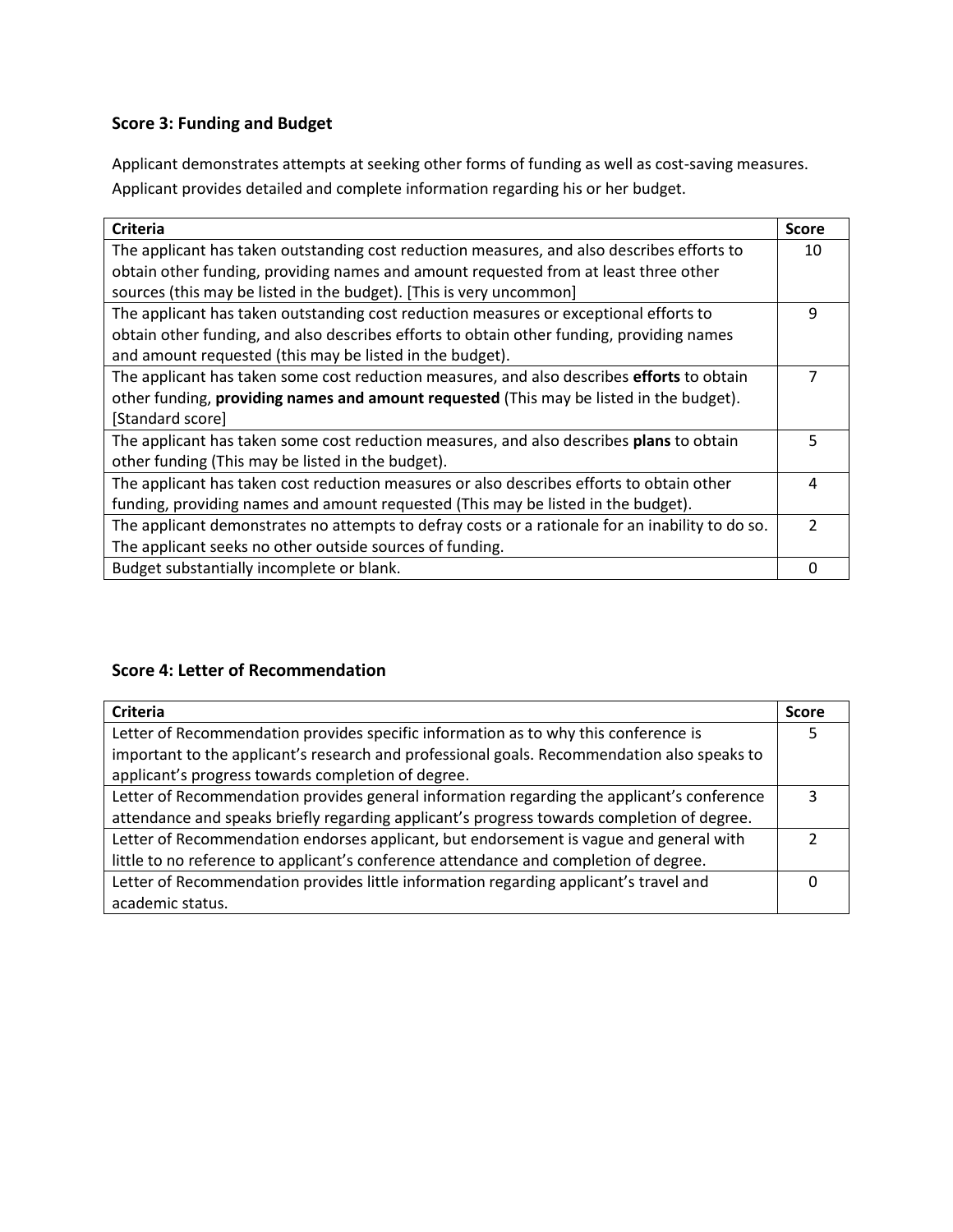### Score 3: Funding and Budget

Applicant demonstrates attempts at seeking other forms of funding as well as cost-saving measures. Applicant provides detailed and complete information regarding his or her budget.

| Criteria | Score |
|---|---|
| The applicant has taken outstanding cost reduction measures, and also describes efforts to obtain other funding, providing names and amount requested from at least three other sources (this may be listed in the budget). [This is very uncommon] | 10 |
| The applicant has taken outstanding cost reduction measures or exceptional efforts to obtain other funding, and also describes efforts to obtain other funding, providing names and amount requested (this may be listed in the budget). | 9 |
| The applicant has taken some cost reduction measures, and also describes **efforts** to obtain other funding, **providing names and amount requested** (This may be listed in the budget). [Standard score] | 7 |
| The applicant has taken some cost reduction measures, and also describes **plans** to obtain other funding (This may be listed in the budget). | 5 |
| The applicant has taken cost reduction measures or also describes efforts to obtain other funding, providing names and amount requested (This may be listed in the budget). | 4 |
| The applicant demonstrates no attempts to defray costs or a rationale for an inability to do so. The applicant seeks no other outside sources of funding. | 2 |
| Budget substantially incomplete or blank. | 0 |

### Score 4: Letter of Recommendation

| Criteria | Score |
|---|---|
| Letter of Recommendation provides specific information as to why this conference is important to the applicant's research and professional goals. Recommendation also speaks to applicant's progress towards completion of degree. | 5 |
| Letter of Recommendation provides general information regarding the applicant's conference attendance and speaks briefly regarding applicant's progress towards completion of degree. | 3 |
| Letter of Recommendation endorses applicant, but endorsement is vague and general with little to no reference to applicant's conference attendance and completion of degree. | 2 |
| Letter of Recommendation provides little information regarding applicant's travel and academic status. | 0 |